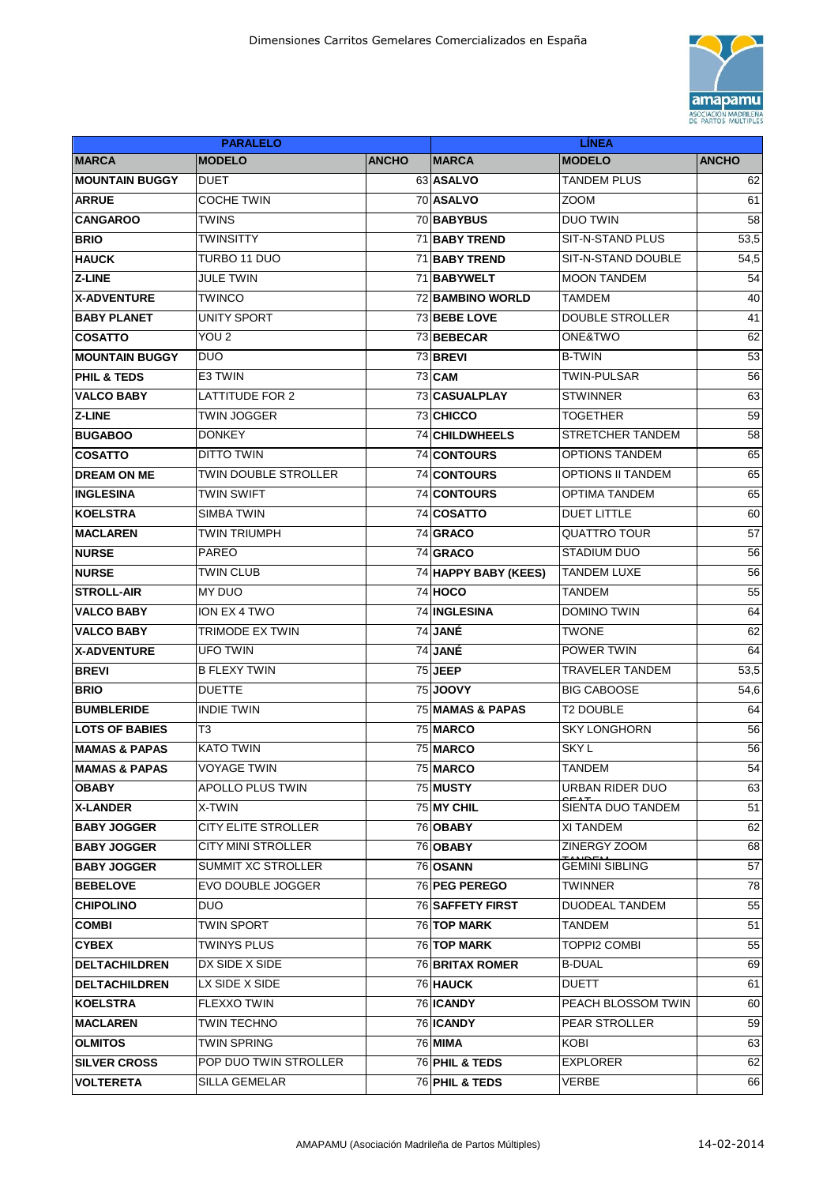# Dimensiones Carritos Gemelares Comercializados en España

| PARALELO | | | LÍNEA | | |
|---|---|---|---|---|---|
| **MARCA** | **MODELO** | **ANCHO** | **MARCA** | **MODELO** | **ANCHO** |
| **MOUNTAIN BUGGY** | DUET | 63 | **ASALVO** | TANDEM PLUS | 62 |
| **ARRUE** | COCHE TWIN | 70 | **ASALVO** | ZOOM | 61 |
| **CANGAROO** | TWINS | 70 | **BABYBUS** | DUO TWIN | 58 |
| **BRIO** | TWINSITTY | 71 | **BABY TREND** | SIT-N-STAND PLUS | 53,5 |
| **HAUCK** | TURBO 11 DUO | 71 | **BABY TREND** | SIT-N-STAND DOUBLE | 54,5 |
| **Z-LINE** | JULE TWIN | 71 | **BABYWELT** | MOON TANDEM | 54 |
| **X-ADVENTURE** | TWINCO | 72 | **BAMBINO WORLD** | TAMDEM | 40 |
| **BABY PLANET** | UNITY SPORT | 73 | **BEBE LOVE** | DOUBLE STROLLER | 41 |
| **COSATTO** | YOU 2 | 73 | **BEBECAR** | ONE&TWO | 62 |
| **MOUNTAIN BUGGY** | DUO | 73 | **BREVI** | B-TWIN | 53 |
| **PHIL & TEDS** | E3 TWIN | 73 | **CAM** | TWIN-PULSAR | 56 |
| **VALCO BABY** | LATTITUDE FOR 2 | 73 | **CASUALPLAY** | STWINNER | 63 |
| **Z-LINE** | TWIN JOGGER | 73 | **CHICCO** | TOGETHER | 59 |
| **BUGABOO** | DONKEY | 74 | **CHILDWHEELS** | STRETCHER TANDEM | 58 |
| **COSATTO** | DITTO TWIN | 74 | **CONTOURS** | OPTIONS TANDEM | 65 |
| **DREAM ON ME** | TWIN DOUBLE STROLLER | 74 | **CONTOURS** | OPTIONS II TANDEM | 65 |
| **INGLESINA** | TWIN SWIFT | 74 | **CONTOURS** | OPTIMA TANDEM | 65 |
| **KOELSTRA** | SIMBA TWIN | 74 | **COSATTO** | DUET LITTLE | 60 |
| **MACLAREN** | TWIN TRIUMPH | 74 | **GRACO** | QUATTRO TOUR | 57 |
| **NURSE** | PAREO | 74 | **GRACO** | STADIUM DUO | 56 |
| **NURSE** | TWIN CLUB | 74 | **HAPPY BABY (KEES)** | TANDEM LUXE | 56 |
| **STROLL-AIR** | MY DUO | 74 | **HOCO** | TANDEM | 55 |
| **VALCO BABY** | ION EX 4 TWO | 74 | **INGLESINA** | DOMINO TWIN | 64 |
| **VALCO BABY** | TRIMODE EX TWIN | 74 | **JANÉ** | TWONE | 62 |
| **X-ADVENTURE** | UFO TWIN | 74 | **JANÉ** | POWER TWIN | 64 |
| **BREVI** | B FLEXY TWIN | 75 | **JEEP** | TRAVELER TANDEM | 53,5 |
| **BRIO** | DUETTE | 75 | **JOOVY** | BIG CABOOSE | 54,6 |
| **BUMBLERIDE** | INDIE TWIN | 75 | **MAMAS & PAPAS** | T2 DOUBLE | 64 |
| **LOTS OF BABIES** | T3 | 75 | **MARCO** | SKY LONGHORN | 56 |
| **MAMAS & PAPAS** | KATO TWIN | 75 | **MARCO** | SKY L | 56 |
| **MAMAS & PAPAS** | VOYAGE TWIN | 75 | **MARCO** | TANDEM | 54 |
| **OBABY** | APOLLO PLUS TWIN | 75 | **MUSTY** | URBAN RIDER DUO SEAT | 63 |
| **X-LANDER** | X-TWIN | 75 | **MY CHIL** | SIENTA DUO TANDEM | 51 |
| **BABY JOGGER** | CITY ELITE STROLLER | 76 | **OBABY** | XI TANDEM | 62 |
| **BABY JOGGER** | CITY MINI STROLLER | 76 | **OBABY** | ZINERGY ZOOM TANDEM | 68 |
| **BABY JOGGER** | SUMMIT XC STROLLER | 76 | **OSANN** | GEMINI SIBLING | 57 |
| **BEBELOVE** | EVO DOUBLE JOGGER | 76 | **PEG PEREGO** | TWINNER | 78 |
| **CHIPOLINO** | DUO | 76 | **SAFFETY FIRST** | DUODEAL TANDEM | 55 |
| **COMBI** | TWIN SPORT | 76 | **TOP MARK** | TANDEM | 51 |
| **CYBEX** | TWINYS PLUS | 76 | **TOP MARK** | TOPPI2 COMBI | 55 |
| **DELTACHILDREN** | DX SIDE X SIDE | 76 | **BRITAX ROMER** | B-DUAL | 69 |
| **DELTACHILDREN** | LX SIDE X SIDE | 76 | **HAUCK** | DUETT | 61 |
| **KOELSTRA** | FLEXXO TWIN | 76 | **ICANDY** | PEACH BLOSSOM TWIN | 60 |
| **MACLAREN** | TWIN TECHNO | 76 | **ICANDY** | PEAR STROLLER | 59 |
| **OLMITOS** | TWIN SPRING | 76 | **MIMA** | KOBI | 63 |
| **SILVER CROSS** | POP DUO TWIN STROLLER | 76 | **PHIL & TEDS** | EXPLORER | 62 |
| **VOLTERETA** | SILLA GEMELAR | 76 | **PHIL & TEDS** | VERBE | 66 |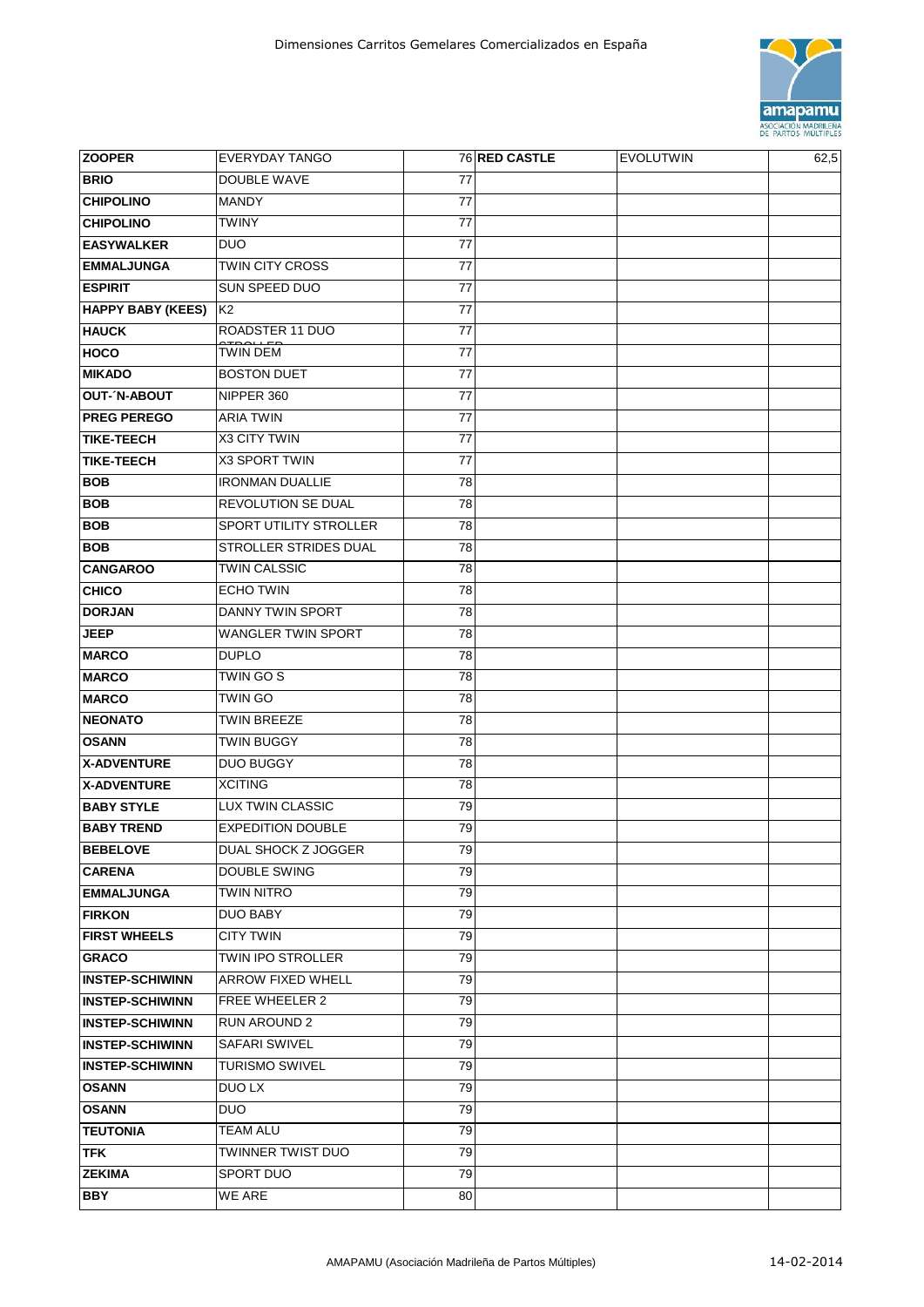| | | | | | |
|---|---|---|---|---|---|
| **ZOOPER** | EVERYDAY TANGO | 76 | **RED CASTLE** | EVOLUTWIN | 62,5 |
| **BRIO** | DOUBLE WAVE | 77 | | | |
| **CHIPOLINO** | MANDY | 77 | | | |
| **CHIPOLINO** | TWINY | 77 | | | |
| **EASYWALKER** | DUO | 77 | | | |
| **EMMALJUNGA** | TWIN CITY CROSS | 77 | | | |
| **ESPIRIT** | SUN SPEED DUO | 77 | | | |
| **HAPPY BABY (KEES)** | K2 | 77 | | | |
| **HAUCK** | ROADSTER 11 DUO STROLLER | 77 | | | |
| **HOCO** | TWIN DEM | 77 | | | |
| **MIKADO** | BOSTON DUET | 77 | | | |
| **OUT-´N-ABOUT** | NIPPER 360 | 77 | | | |
| **PREG PEREGO** | ARIA TWIN | 77 | | | |
| **TIKE-TEECH** | X3 CITY TWIN | 77 | | | |
| **TIKE-TEECH** | X3 SPORT TWIN | 77 | | | |
| **BOB** | IRONMAN DUALLIE | 78 | | | |
| **BOB** | REVOLUTION SE DUAL | 78 | | | |
| **BOB** | SPORT UTILITY STROLLER | 78 | | | |
| **BOB** | STROLLER STRIDES DUAL | 78 | | | |
| **CANGAROO** | TWIN CALSSIC | 78 | | | |
| **CHICO** | ECHO TWIN | 78 | | | |
| **DORJAN** | DANNY TWIN SPORT | 78 | | | |
| **JEEP** | WANGLER TWIN SPORT | 78 | | | |
| **MARCO** | DUPLO | 78 | | | |
| **MARCO** | TWIN GO S | 78 | | | |
| **MARCO** | TWIN GO | 78 | | | |
| **NEONATO** | TWIN BREEZE | 78 | | | |
| **OSANN** | TWIN BUGGY | 78 | | | |
| **X-ADVENTURE** | DUO BUGGY | 78 | | | |
| **X-ADVENTURE** | XCITING | 78 | | | |
| **BABY STYLE** | LUX TWIN CLASSIC | 79 | | | |
| **BABY TREND** | EXPEDITION DOUBLE | 79 | | | |
| **BEBELOVE** | DUAL SHOCK Z JOGGER | 79 | | | |
| **CARENA** | DOUBLE SWING | 79 | | | |
| **EMMALJUNGA** | TWIN NITRO | 79 | | | |
| **FIRKON** | DUO BABY | 79 | | | |
| **FIRST WHEELS** | CITY TWIN | 79 | | | |
| **GRACO** | TWIN IPO STROLLER | 79 | | | |
| **INSTEP-SCHIWINN** | ARROW FIXED WHELL | 79 | | | |
| **INSTEP-SCHIWINN** | FREE WHEELER 2 | 79 | | | |
| **INSTEP-SCHIWINN** | RUN AROUND 2 | 79 | | | |
| **INSTEP-SCHIWINN** | SAFARI SWIVEL | 79 | | | |
| **INSTEP-SCHIWINN** | TURISMO SWIVEL | 79 | | | |
| **OSANN** | DUO LX | 79 | | | |
| **OSANN** | DUO | 79 | | | |
| **TEUTONIA** | TEAM ALU | 79 | | | |
| **TFK** | TWINNER TWIST DUO | 79 | | | |
| **ZEKIMA** | SPORT DUO | 79 | | | |
| **BBY** | WE ARE | 80 | | | |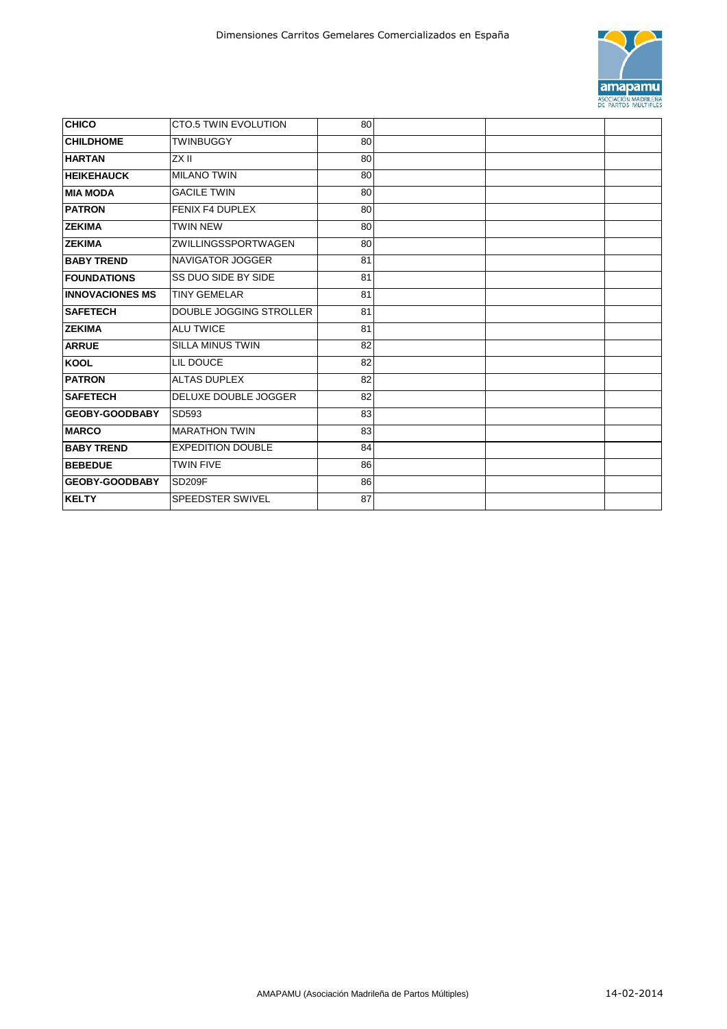| | | | | | |
|---|---|---|---|---|---|
| **CHICO** | CTO.5 TWIN EVOLUTION | 80 | | | |
| **CHILDHOME** | TWINBUGGY | 80 | | | |
| **HARTAN** | ZX II | 80 | | | |
| **HEIKEHAUCK** | MILANO TWIN | 80 | | | |
| **MIA MODA** | GACILE TWIN | 80 | | | |
| **PATRON** | FENIX F4 DUPLEX | 80 | | | |
| **ZEKIMA** | TWIN NEW | 80 | | | |
| **ZEKIMA** | ZWILLINGSSPORTWAGEN | 80 | | | |
| **BABY TREND** | NAVIGATOR JOGGER | 81 | | | |
| **FOUNDATIONS** | SS DUO SIDE BY SIDE | 81 | | | |
| **INNOVACIONES MS** | TINY GEMELAR | 81 | | | |
| **SAFETECH** | DOUBLE JOGGING STROLLER | 81 | | | |
| **ZEKIMA** | ALU TWICE | 81 | | | |
| **ARRUE** | SILLA MINUS TWIN | 82 | | | |
| **KOOL** | LIL DOUCE | 82 | | | |
| **PATRON** | ALTAS DUPLEX | 82 | | | |
| **SAFETECH** | DELUXE DOUBLE JOGGER | 82 | | | |
| **GEOBY-GOODBABY** | SD593 | 83 | | | |
| **MARCO** | MARATHON TWIN | 83 | | | |
| **BABY TREND** | EXPEDITION DOUBLE | 84 | | | |
| **BEBEDUE** | TWIN FIVE | 86 | | | |
| **GEOBY-GOODBABY** | SD209F | 86 | | | |
| **KELTY** | SPEEDSTER SWIVEL | 87 | | | |